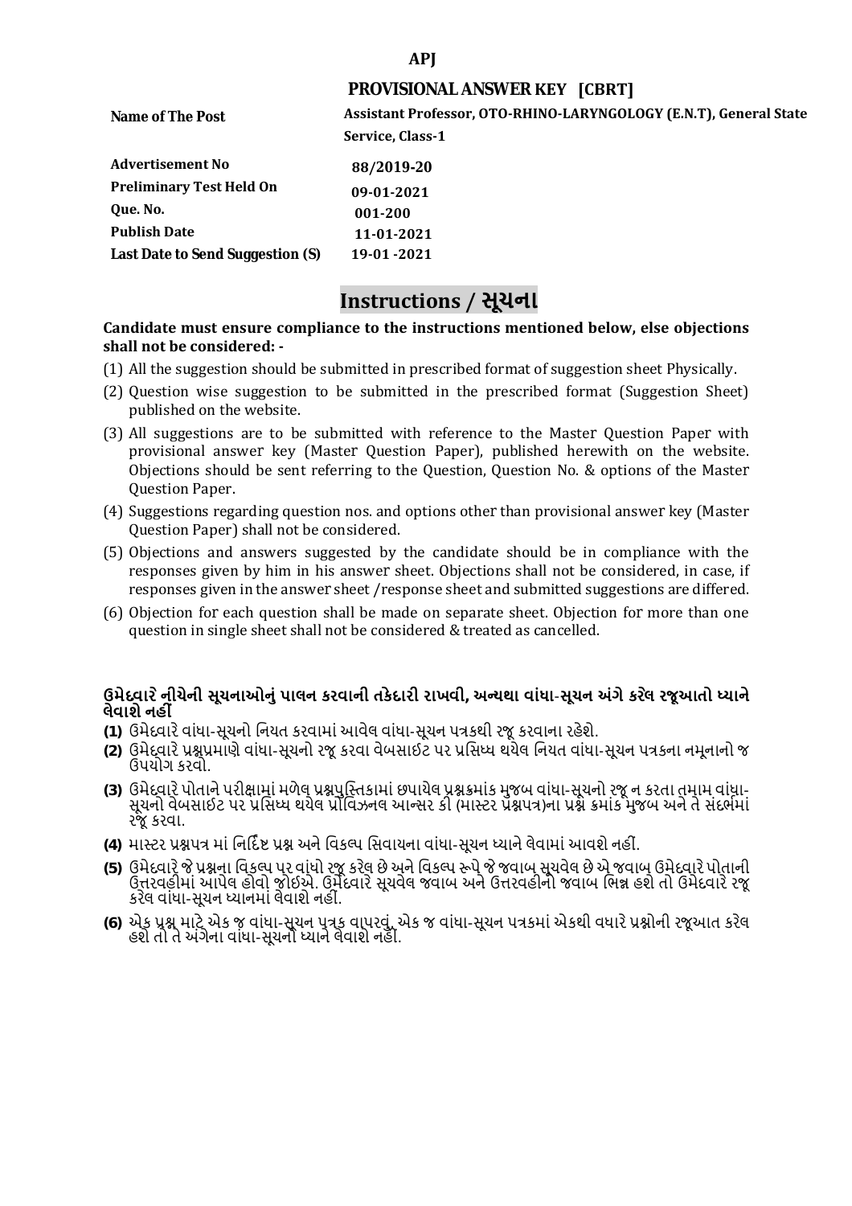**APJ**

## PROVISIONAL ANSWER KEY [CBRT]

| | |
|---|---|
| **Name of The Post** | **Assistant Professor, OTO-RHINO-LARYNGOLOGY (E.N.T), General State Service, Class-1** |
| **Advertisement No** | **88/2019-20** |
| **Preliminary Test Held On** | **09-01-2021** |
| **Que. No.** | **001-200** |
| **Publish Date** | **11-01-2021** |
| **Last Date to Send Suggestion (S)** | **19-01 -2021** |

# Instructions / સૂચના

**Candidate must ensure compliance to the instructions mentioned below, else objections shall not be considered: -**

(1) All the suggestion should be submitted in prescribed format of suggestion sheet Physically.

(2) Question wise suggestion to be submitted in the prescribed format (Suggestion Sheet) published on the website.

(3) All suggestions are to be submitted with reference to the Master Question Paper with provisional answer key (Master Question Paper), published herewith on the website. Objections should be sent referring to the Question, Question No. & options of the Master Question Paper.

(4) Suggestions regarding question nos. and options other than provisional answer key (Master Question Paper) shall not be considered.

(5) Objections and answers suggested by the candidate should be in compliance with the responses given by him in his answer sheet. Objections shall not be considered, in case, if responses given in the answer sheet /response sheet and submitted suggestions are differed.

(6) Objection for each question shall be made on separate sheet. Objection for more than one question in single sheet shall not be considered & treated as cancelled.

**ઉમેદવારે નીચેની સૂચનાઓનું પાલન કરવાની તકેદારી રાખવી, અન્યથા વાંધા-સૂચન અંગે કરેલ રજૂઆતો ધ્યાને લેવાશે નહીં**

**(1)** ઉમેદવારે વાંધા-સૂચનો નિયત કરવામાં આવેલ વાંધા-સૂચન પત્રકથી રજૂ કરવાના રહેશે.

**(2)** ઉમેદવારે પ્રશ્નપ્રમાણે વાંધા-સૂચનો રજૂ કરવા વેબસાઈટ પર પ્રસિધ્ધ થયેલ નિયત વાંધા-સૂચન પત્રકના નમૂનાનો જ ઉપયોગ કરવો.

**(3)** ઉમેદવારે પોતાને પરીક્ષામાં મળેલ પ્રશ્નપુસ્તિકામાં છપાયેલ પ્રશ્નક્રમાંક મુજબ વાંધા-સૂચનો રજૂ ન કરતા તમામ વાંધા-સૂચનો વેબસાઈટ પર પ્રસિધ્ધ થયેલ પ્રોવિઝનલ આન્સર કી (માસ્ટર પ્રશ્નપત્ર)ના પ્રશ્ન ક્રમાંક મુજબ અને તે સંદર્ભમાં રજૂ કરવા.

**(4)** માસ્ટર પ્રશ્નપત્ર માં નિર્દિષ્ટ પ્રશ્ન અને વિકલ્પ સિવાયના વાંધા-સૂચન ધ્યાને લેવામાં આવશે નહીં.

**(5)** ઉમેદવારે જે પ્રશ્નના વિકલ્પ પર વાંધો રજૂ કરેલ છે અને વિકલ્પ રૂપે જે જવાબ સૂચવેલ છે એ જવાબ ઉમેદવારે પોતાની ઉત્તરવહીમાં આપેલ હોવો જોઈએ. ઉમેદવારે સૂચવેલ જવાબ અને ઉત્તરવહીનો જવાબ ભિન્ન હશે તો ઉમેદવારે રજૂ કરેલ વાંધા-સૂચન ધ્યાનમાં લેવાશે નહીં.

**(6)** એક પ્રશ્ન માટે એક જ વાંધા-સૂચન પત્રક વાપરવું. એક જ વાંધા-સૂચન પત્રકમાં એકથી વધારે પ્રશ્નોની રજૂઆત કરેલ હશે તો તે અંગેના વાંધા-સૂચનો ધ્યાને લેવાશે નહીં.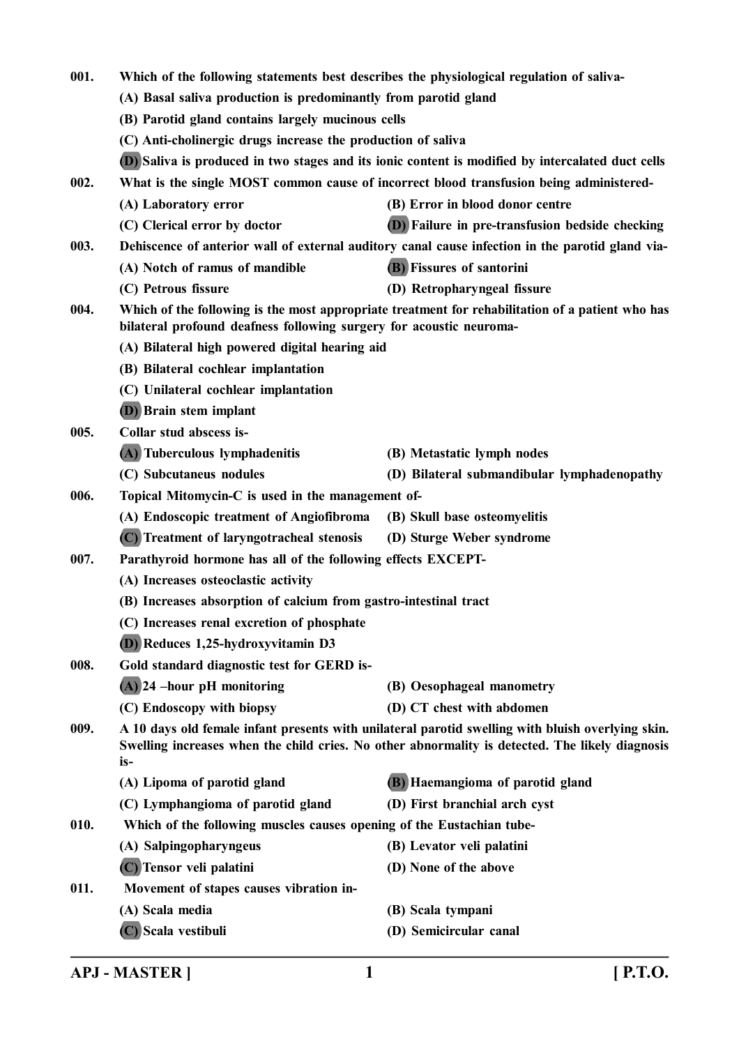001. Which of the following statements best describes the physiological regulation of saliva-

(A) Basal saliva production is predominantly from parotid gland

(B) Parotid gland contains largely mucinous cells

(C) Anti-cholinergic drugs increase the production of saliva

**(D)** Saliva is produced in two stages and its ionic content is modified by intercalated duct cells

002. What is the single MOST common cause of incorrect blood transfusion being administered-

(A) Laboratory error

(B) Error in blood donor centre

(C) Clerical error by doctor

**(D)** Failure in pre-transfusion bedside checking

003. Dehiscence of anterior wall of external auditory canal cause infection in the parotid gland via-

(A) Notch of ramus of mandible

**(B)** Fissures of santorini

(C) Petrous fissure

(D) Retropharyngeal fissure

004. Which of the following is the most appropriate treatment for rehabilitation of a patient who has bilateral profound deafness following surgery for acoustic neuroma-

(A) Bilateral high powered digital hearing aid

(B) Bilateral cochlear implantation

(C) Unilateral cochlear implantation

**(D)** Brain stem implant

005. Collar stud abscess is-

**(A)** Tuberculous lymphadenitis

(B) Metastatic lymph nodes

(C) Subcutaneus nodules

(D) Bilateral submandibular lymphadenopathy

006. Topical Mitomycin-C is used in the management of-

(A) Endoscopic treatment of Angiofibroma

(B) Skull base osteomyelitis

**(C)** Treatment of laryngotracheal stenosis

(D) Sturge Weber syndrome

007. Parathyroid hormone has all of the following effects EXCEPT-

(A) Increases osteoclastic activity

(B) Increases absorption of calcium from gastro-intestinal tract

(C) Increases renal excretion of phosphate

**(D)** Reduces 1,25-hydroxyvitamin D3

008. Gold standard diagnostic test for GERD is-

**(A)** 24 –hour pH monitoring

(B) Oesophageal manometry

(C) Endoscopy with biopsy

(D) CT chest with abdomen

009. A 10 days old female infant presents with unilateral parotid swelling with bluish overlying skin. Swelling increases when the child cries. No other abnormality is detected. The likely diagnosis is-

(A) Lipoma of parotid gland

**(B)** Haemangioma of parotid gland

(C) Lymphangioma of parotid gland

(D) First branchial arch cyst

010. Which of the following muscles causes opening of the Eustachian tube-

(A) Salpingopharyngeus

(B) Levator veli palatini

**(C)** Tensor veli palatini

(D) None of the above

011. Movement of stapes causes vibration in-

(A) Scala media

(B) Scala tympani

**(C)** Scala vestibuli

(D) Semicircular canal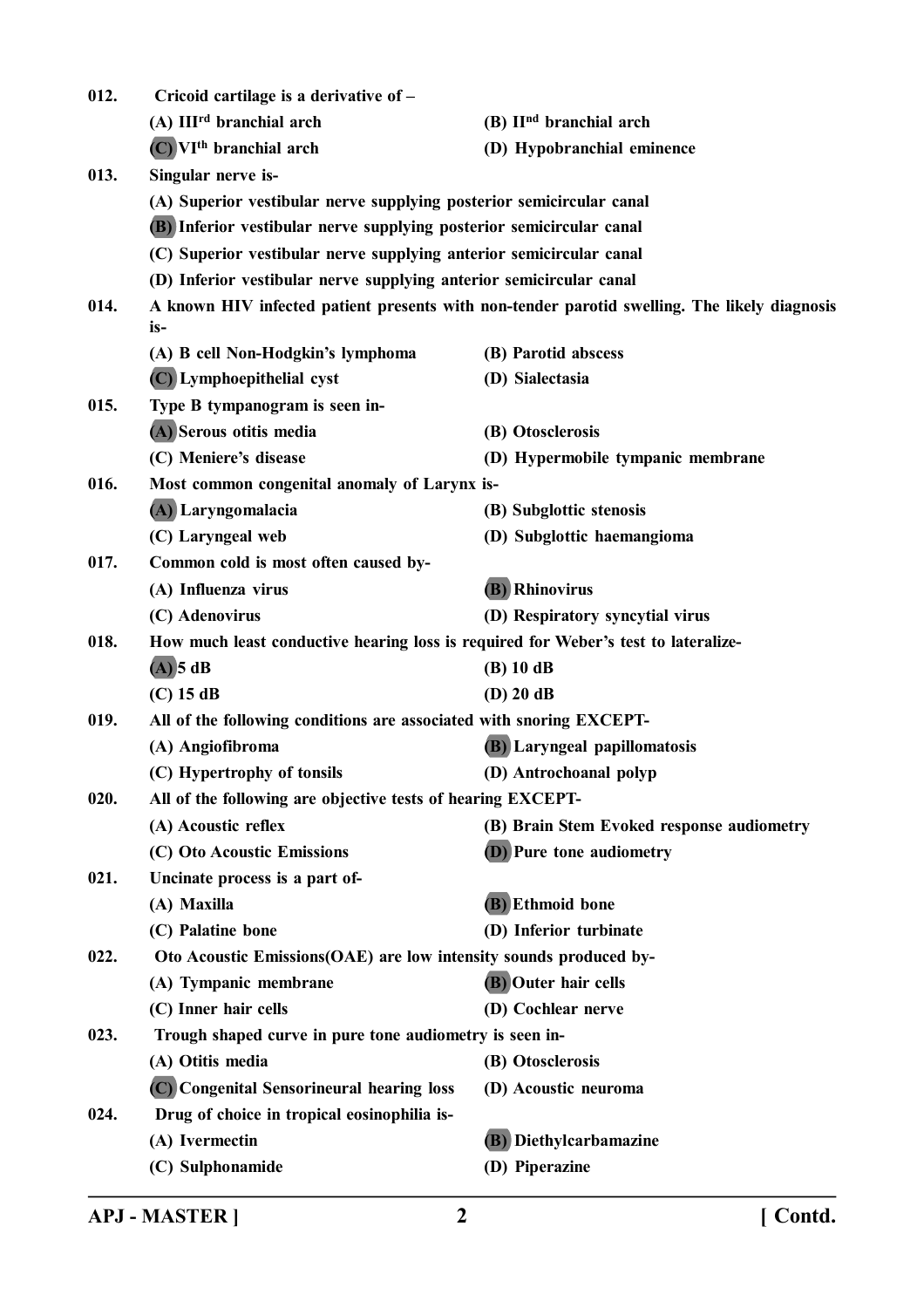012. Cricoid cartilage is a derivative of –

(A) III$^{rd}$ branchial arch
(B) II$^{nd}$ branchial arch
(C) VI$^{th}$ branchial arch
(D) Hypobranchial eminence

013. Singular nerve is-

(A) Superior vestibular nerve supplying posterior semicircular canal
(B) Inferior vestibular nerve supplying posterior semicircular canal
(C) Superior vestibular nerve supplying anterior semicircular canal
(D) Inferior vestibular nerve supplying anterior semicircular canal

014. A known HIV infected patient presents with non-tender parotid swelling. The likely diagnosis is-

(A) B cell Non-Hodgkin's lymphoma
(B) Parotid abscess
(C) Lymphoepithelial cyst
(D) Sialectasia

015. Type B tympanogram is seen in-

(A) Serous otitis media
(B) Otosclerosis
(C) Meniere's disease
(D) Hypermobile tympanic membrane

016. Most common congenital anomaly of Larynx is-

(A) Laryngomalacia
(B) Subglottic stenosis
(C) Laryngeal web
(D) Subglottic haemangioma

017. Common cold is most often caused by-

(A) Influenza virus
(B) Rhinovirus
(C) Adenovirus
(D) Respiratory syncytial virus

018. How much least conductive hearing loss is required for Weber's test to lateralize-

(A) 5 dB
(B) 10 dB
(C) 15 dB
(D) 20 dB

019. All of the following conditions are associated with snoring EXCEPT-

(A) Angiofibroma
(B) Laryngeal papillomatosis
(C) Hypertrophy of tonsils
(D) Antrochoanal polyp

020. All of the following are objective tests of hearing EXCEPT-

(A) Acoustic reflex
(B) Brain Stem Evoked response audiometry
(C) Oto Acoustic Emissions
(D) Pure tone audiometry

021. Uncinate process is a part of-

(A) Maxilla
(B) Ethmoid bone
(C) Palatine bone
(D) Inferior turbinate

022. Oto Acoustic Emissions(OAE) are low intensity sounds produced by-

(A) Tympanic membrane
(B) Outer hair cells
(C) Inner hair cells
(D) Cochlear nerve

023. Trough shaped curve in pure tone audiometry is seen in-

(A) Otitis media
(B) Otosclerosis
(C) Congenital Sensorineural hearing loss
(D) Acoustic neuroma

024. Drug of choice in tropical eosinophilia is-

(A) Ivermectin
(B) Diethylcarbamazine
(C) Sulphonamide
(D) Piperazine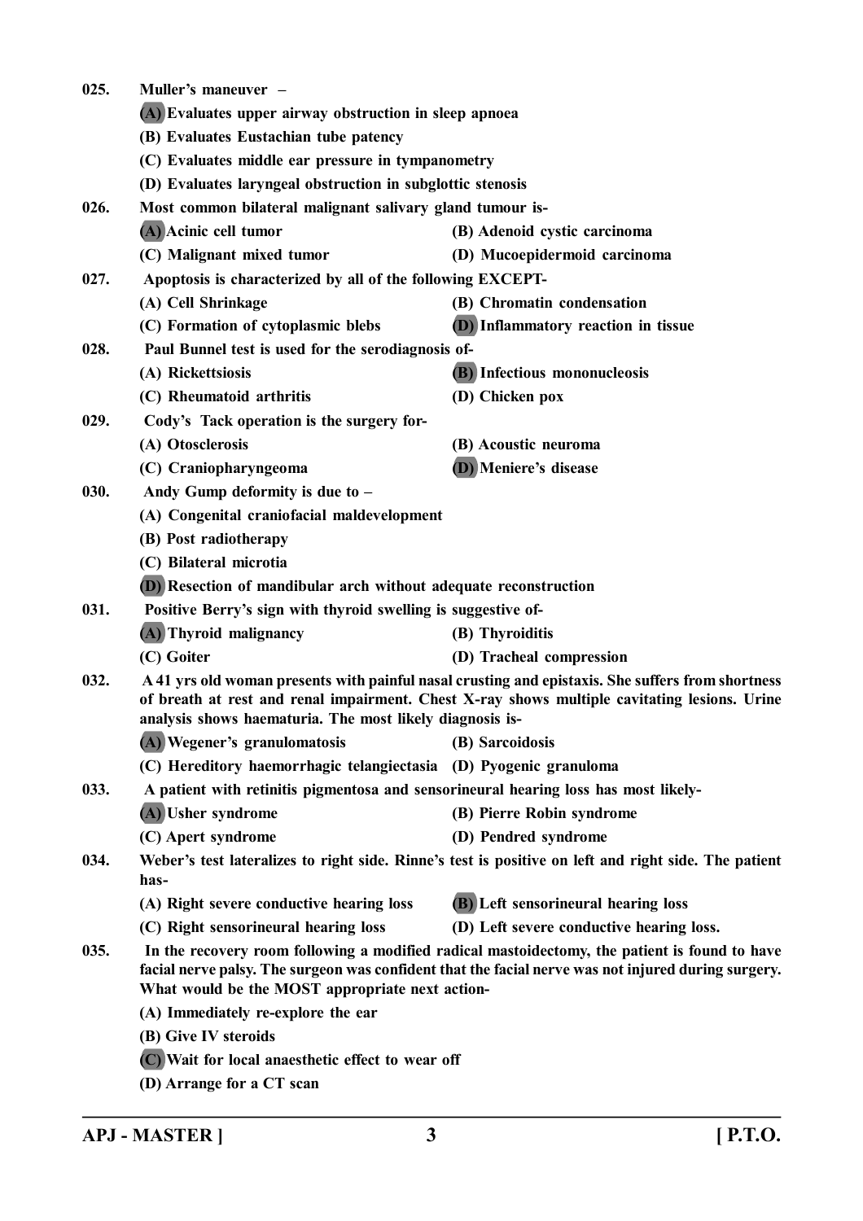025. **Muller's maneuver –**

(A) Evaluates upper airway obstruction in sleep apnoea

(B) Evaluates Eustachian tube patency

(C) Evaluates middle ear pressure in tympanometry

(D) Evaluates laryngeal obstruction in subglottic stenosis

026. **Most common bilateral malignant salivary gland tumour is-**

(A) Acinic cell tumor
(B) Adenoid cystic carcinoma
(C) Malignant mixed tumor
(D) Mucoepidermoid carcinoma

027. **Apoptosis is characterized by all of the following EXCEPT-**

(A) Cell Shrinkage
(B) Chromatin condensation
(C) Formation of cytoplasmic blebs
(D) Inflammatory reaction in tissue

028. **Paul Bunnel test is used for the serodiagnosis of-**

(A) Rickettsiosis
(B) Infectious mononucleosis
(C) Rheumatoid arthritis
(D) Chicken pox

029. **Cody's Tack operation is the surgery for-**

(A) Otosclerosis
(B) Acoustic neuroma
(C) Craniopharyngeoma
(D) Meniere's disease

030. **Andy Gump deformity is due to –**

(A) Congenital craniofacial maldevelopment

(B) Post radiotherapy

(C) Bilateral microtia

(D) Resection of mandibular arch without adequate reconstruction

031. **Positive Berry's sign with thyroid swelling is suggestive of-**

(A) Thyroid malignancy
(B) Thyroiditis
(C) Goiter
(D) Tracheal compression

032. **A 41 yrs old woman presents with painful nasal crusting and epistaxis. She suffers from shortness of breath at rest and renal impairment. Chest X-ray shows multiple cavitating lesions. Urine analysis shows haematuria. The most likely diagnosis is-**

(A) Wegener's granulomatosis
(B) Sarcoidosis
(C) Hereditory haemorrhagic telangiectasia
(D) Pyogenic granuloma

033. **A patient with retinitis pigmentosa and sensorineural hearing loss has most likely-**

(A) Usher syndrome
(B) Pierre Robin syndrome
(C) Apert syndrome
(D) Pendred syndrome

034. **Weber's test lateralizes to right side. Rinne's test is positive on left and right side. The patient has-**

(A) Right severe conductive hearing loss
(B) Left sensorineural hearing loss
(C) Right sensorineural hearing loss
(D) Left severe conductive hearing loss.

035. **In the recovery room following a modified radical mastoidectomy, the patient is found to have facial nerve palsy. The surgeon was confident that the facial nerve was not injured during surgery. What would be the MOST appropriate next action-**

(A) Immediately re-explore the ear

(B) Give IV steroids

(C) Wait for local anaesthetic effect to wear off

(D) Arrange for a CT scan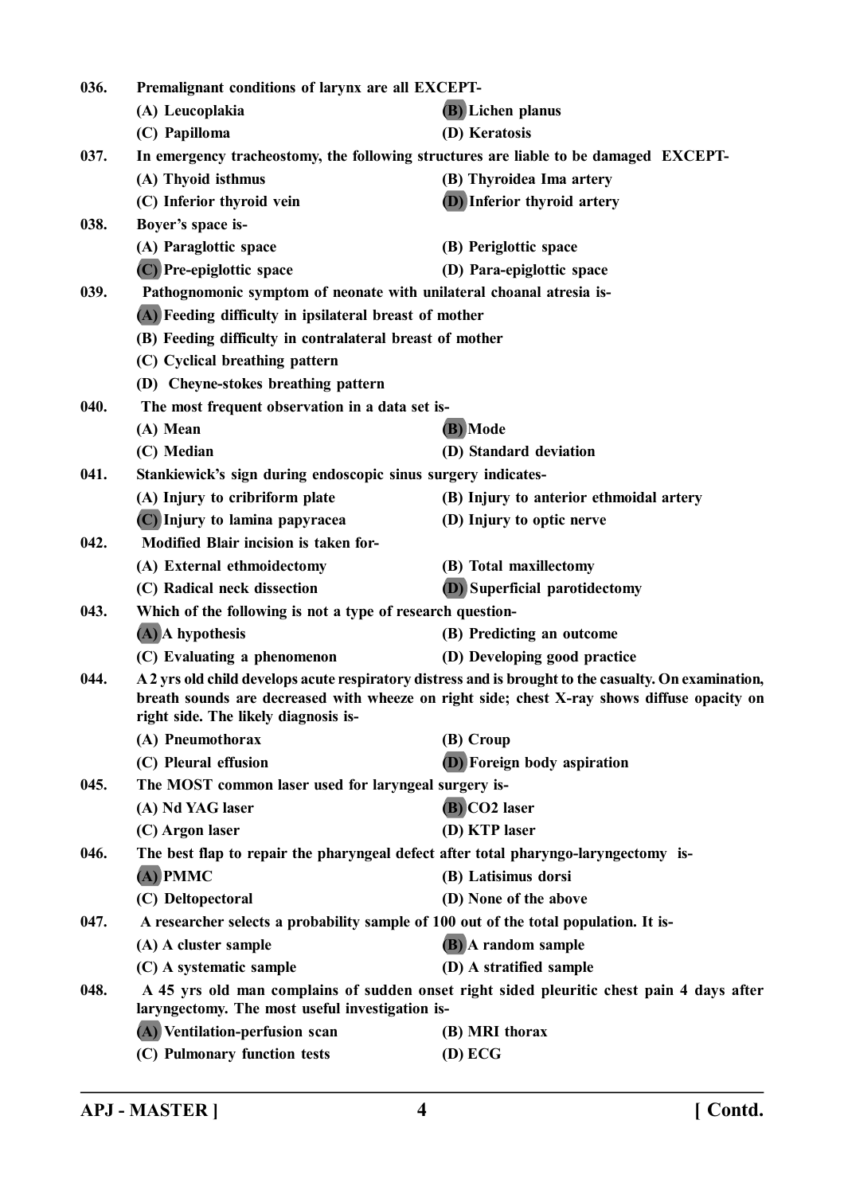036. Premalignant conditions of larynx are all EXCEPT-

(A) Leucoplakia
**(B) Lichen planus**
(C) Papilloma
(D) Keratosis

037. In emergency tracheostomy, the following structures are liable to be damaged EXCEPT-

(A) Thyoid isthmus
(B) Thyroidea Ima artery
(C) Inferior thyroid vein
**(D) Inferior thyroid artery**

038. Boyer's space is-

(A) Paraglottic space
(B) Periglottic space
**(C) Pre-epiglottic space**
(D) Para-epiglottic space

039. Pathognomonic symptom of neonate with unilateral choanal atresia is-

**(A) Feeding difficulty in ipsilateral breast of mother**
(B) Feeding difficulty in contralateral breast of mother
(C) Cyclical breathing pattern
(D) Cheyne-stokes breathing pattern

040. The most frequent observation in a data set is-

(A) Mean
**(B) Mode**
(C) Median
(D) Standard deviation

041. Stankiewick's sign during endoscopic sinus surgery indicates-

(A) Injury to cribriform plate
(B) Injury to anterior ethmoidal artery
**(C) Injury to lamina papyracea**
(D) Injury to optic nerve

042. Modified Blair incision is taken for-

(A) External ethmoidectomy
(B) Total maxillectomy
(C) Radical neck dissection
**(D) Superficial parotidectomy**

043. Which of the following is not a type of research question-

**(A) A hypothesis**
(B) Predicting an outcome
(C) Evaluating a phenomenon
(D) Developing good practice

044. A 2 yrs old child develops acute respiratory distress and is brought to the casualty. On examination, breath sounds are decreased with wheeze on right side; chest X-ray shows diffuse opacity on right side. The likely diagnosis is-

(A) Pneumothorax
(B) Croup
(C) Pleural effusion
**(D) Foreign body aspiration**

045. The MOST common laser used for laryngeal surgery is-

(A) Nd YAG laser
**(B) $CO_2$ laser**
(C) Argon laser
(D) KTP laser

046. The best flap to repair the pharyngeal defect after total pharyngo-laryngectomy is-

**(A) PMMC**
(B) Latisimus dorsi
(C) Deltopectoral
(D) None of the above

047. A researcher selects a probability sample of 100 out of the total population. It is-

(A) A cluster sample
**(B) A random sample**
(C) A systematic sample
(D) A stratified sample

048. A 45 yrs old man complains of sudden onset right sided pleuritic chest pain 4 days after laryngectomy. The most useful investigation is-

**(A) Ventilation-perfusion scan**
(B) MRI thorax
(C) Pulmonary function tests
(D) ECG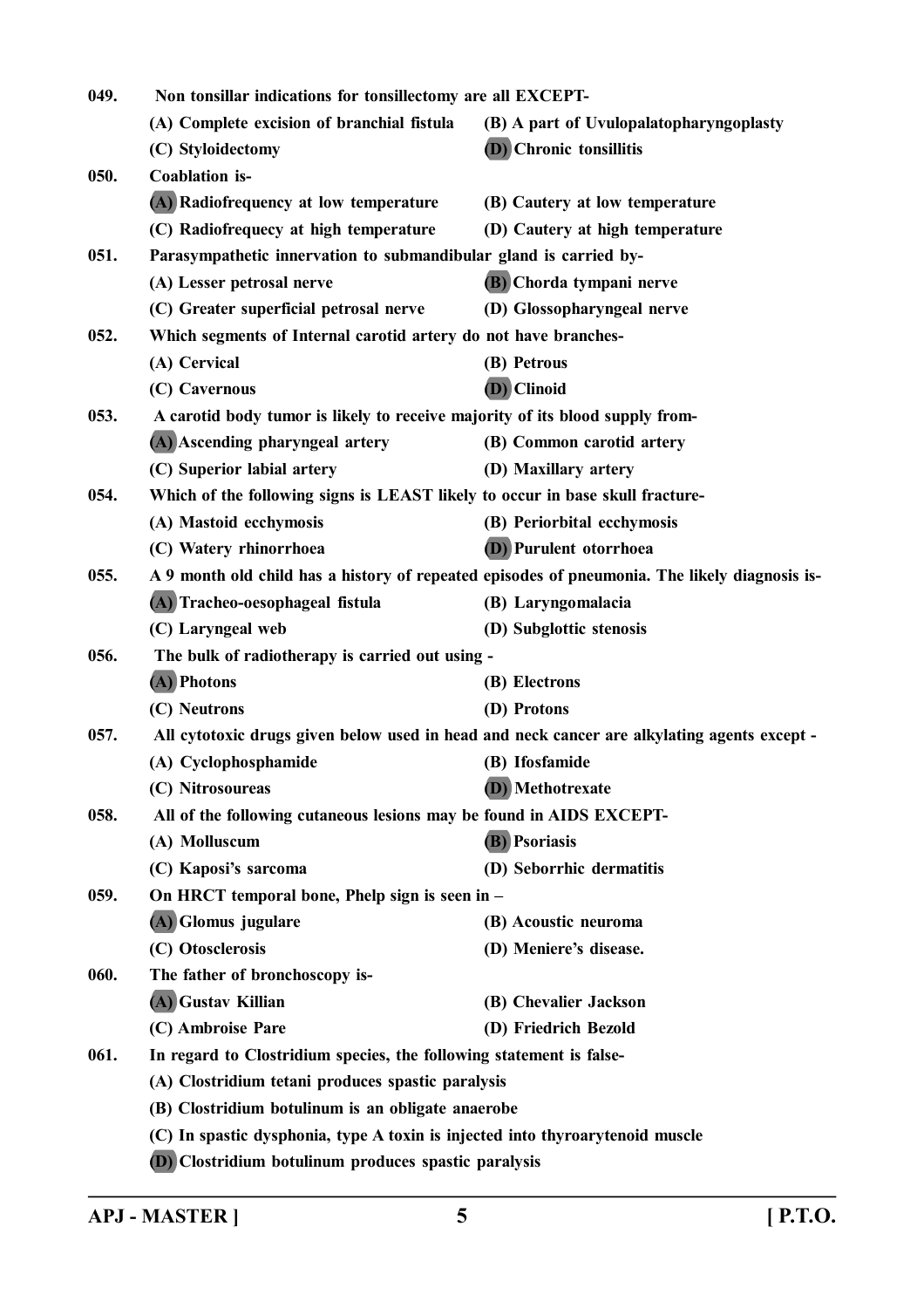049. Non tonsillar indications for tonsillectomy are all EXCEPT-

(A) Complete excision of branchial fistula
(B) A part of Uvulopalatopharyngoplasty
(C) Styloidectomy
**(D) Chronic tonsillitis**

050. Coablation is-

**(A) Radiofrequency at low temperature**
(B) Cautery at low temperature
(C) Radiofrequecy at high temperature
(D) Cautery at high temperature

051. Parasympathetic innervation to submandibular gland is carried by-

(A) Lesser petrosal nerve
**(B) Chorda tympani nerve**
(C) Greater superficial petrosal nerve
(D) Glossopharyngeal nerve

052. Which segments of Internal carotid artery do not have branches-

(A) Cervical
(B) Petrous
(C) Cavernous
**(D) Clinoid**

053. A carotid body tumor is likely to receive majority of its blood supply from-

**(A) Ascending pharyngeal artery**
(B) Common carotid artery
(C) Superior labial artery
(D) Maxillary artery

054. Which of the following signs is LEAST likely to occur in base skull fracture-

(A) Mastoid ecchymosis
(B) Periorbital ecchymosis
(C) Watery rhinorrhoea
**(D) Purulent otorrhoea**

055. A 9 month old child has a history of repeated episodes of pneumonia. The likely diagnosis is-

**(A) Tracheo-oesophageal fistula**
(B) Laryngomalacia
(C) Laryngeal web
(D) Subglottic stenosis

056. The bulk of radiotherapy is carried out using -

**(A) Photons**
(B) Electrons
(C) Neutrons
(D) Protons

057. All cytotoxic drugs given below used in head and neck cancer are alkylating agents except -

(A) Cyclophosphamide
(B) Ifosfamide
(C) Nitrosoureas
**(D) Methotrexate**

058. All of the following cutaneous lesions may be found in AIDS EXCEPT-

(A) Molluscum
**(B) Psoriasis**
(C) Kaposi's sarcoma
(D) Seborrhic dermatitis

059. On HRCT temporal bone, Phelp sign is seen in –

**(A) Glomus jugulare**
(B) Acoustic neuroma
(C) Otosclerosis
(D) Meniere's disease.

060. The father of bronchoscopy is-

**(A) Gustav Killian**
(B) Chevalier Jackson
(C) Ambroise Pare
(D) Friedrich Bezold

061. In regard to Clostridium species, the following statement is false-

(A) Clostridium tetani produces spastic paralysis
(B) Clostridium botulinum is an obligate anaerobe
(C) In spastic dysphonia, type A toxin is injected into thyroarytenoid muscle
**(D) Clostridium botulinum produces spastic paralysis**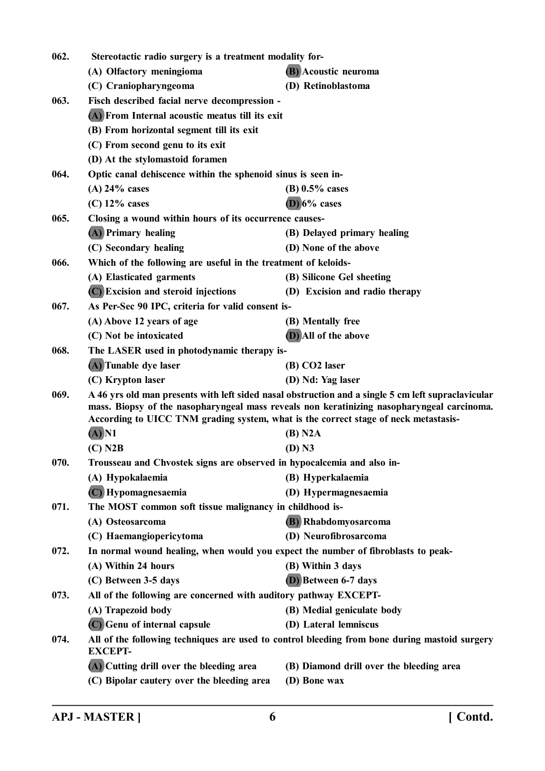062. Stereotactic radio surgery is a treatment modality for-

(A) Olfactory meningioma
**(B)** Acoustic neuroma
(C) Craniopharyngeoma
(D) Retinoblastoma

063. Fisch described facial nerve decompression -

**(A)** From Internal acoustic meatus till its exit
(B) From horizontal segment till its exit
(C) From second genu to its exit
(D) At the stylomastoid foramen

064. Optic canal dehiscence within the sphenoid sinus is seen in-

(A) 24% cases
(B) 0.5% cases
(C) 12% cases
**(D)** 6% cases

065. Closing a wound within hours of its occurrence causes-

**(A)** Primary healing
(B) Delayed primary healing
(C) Secondary healing
(D) None of the above

066. Which of the following are useful in the treatment of keloids-

(A) Elasticated garments
(B) Silicone Gel sheeting
**(C)** Excision and steroid injections
(D) Excision and radio therapy

067. As Per-Sec 90 IPC, criteria for valid consent is-

(A) Above 12 years of age
(B) Mentally free
(C) Not be intoxicated
**(D)** All of the above

068. The LASER used in photodynamic therapy is-

**(A)** Tunable dye laser
(B) CO2 laser
(C) Krypton laser
(D) Nd: Yag laser

069. A 46 yrs old man presents with left sided nasal obstruction and a single 5 cm left supraclavicular mass. Biopsy of the nasopharyngeal mass reveals non keratinizing nasopharyngeal carcinoma. According to UICC TNM grading system, what is the correct stage of neck metastasis-

**(A)** N1
(B) N2A
(C) N2B
(D) N3

070. Trousseau and Chvostek signs are observed in hypocalcemia and also in-

(A) Hypokalaemia
(B) Hyperkalaemia
**(C)** Hypomagnesaemia
(D) Hypermagnesaemia

071. The MOST common soft tissue malignancy in childhood is-

(A) Osteosarcoma
**(B)** Rhabdomyosarcoma
(C) Haemangiopericytoma
(D) Neurofibrosarcoma

072. In normal wound healing, when would you expect the number of fibroblasts to peak-

(A) Within 24 hours
(B) Within 3 days
(C) Between 3-5 days
**(D)** Between 6-7 days

073. All of the following are concerned with auditory pathway EXCEPT-

(A) Trapezoid body
(B) Medial geniculate body
**(C)** Genu of internal capsule
(D) Lateral lemniscus

074. All of the following techniques are used to control bleeding from bone during mastoid surgery EXCEPT-

**(A)** Cutting drill over the bleeding area
(B) Diamond drill over the bleeding area
(C) Bipolar cautery over the bleeding area
(D) Bone wax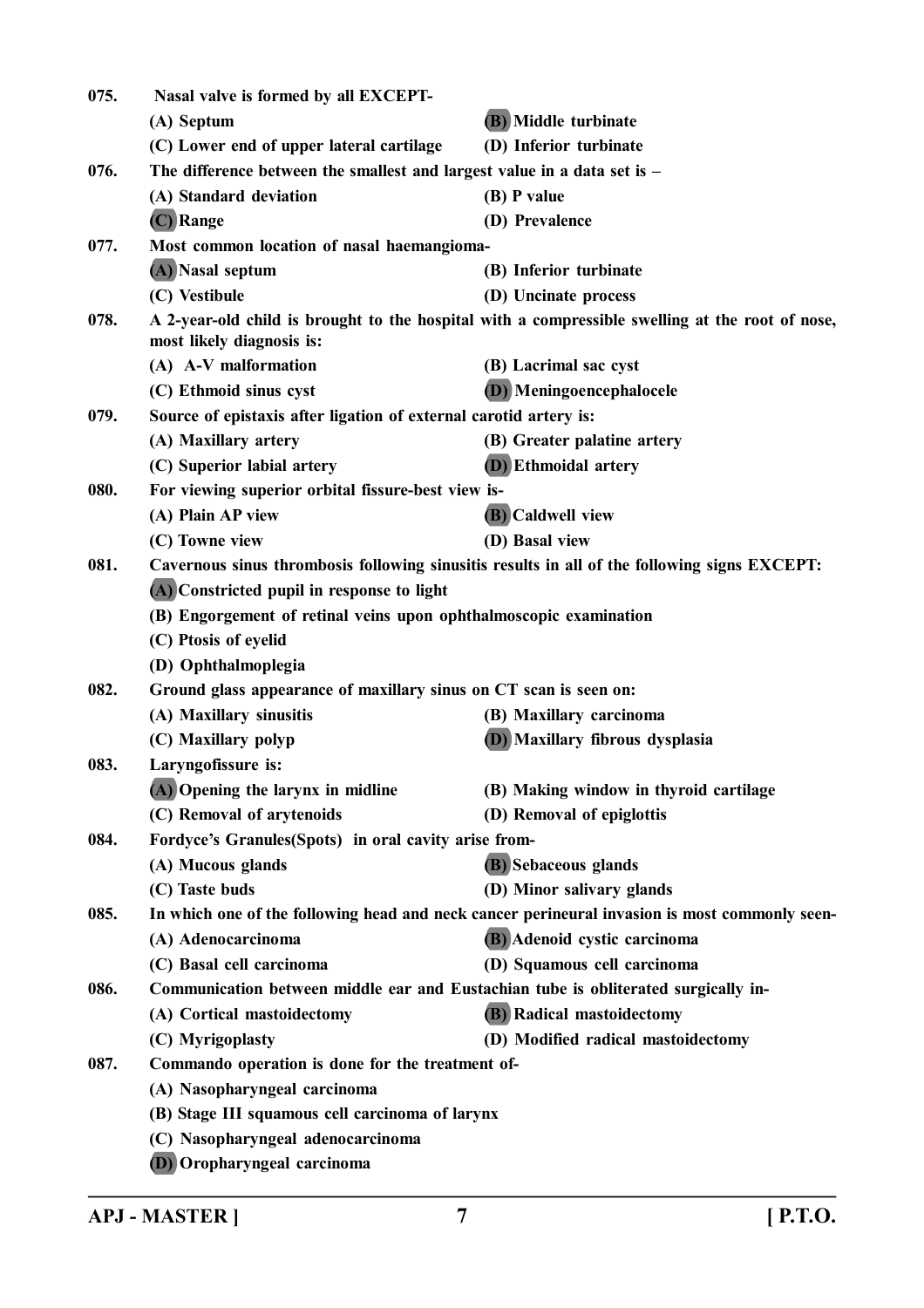075. Nasal valve is formed by all EXCEPT-

(A) Septum
**(B) Middle turbinate**
(C) Lower end of upper lateral cartilage
(D) Inferior turbinate

076. The difference between the smallest and largest value in a data set is –

(A) Standard deviation
(B) P value
**(C) Range**
(D) Prevalence

077. Most common location of nasal haemangioma-

**(A) Nasal septum**
(B) Inferior turbinate
(C) Vestibule
(D) Uncinate process

078. A 2-year-old child is brought to the hospital with a compressible swelling at the root of nose, most likely diagnosis is:

(A) A-V malformation
(B) Lacrimal sac cyst
(C) Ethmoid sinus cyst
**(D) Meningoencephalocele**

079. Source of epistaxis after ligation of external carotid artery is:

(A) Maxillary artery
(B) Greater palatine artery
(C) Superior labial artery
**(D) Ethmoidal artery**

080. For viewing superior orbital fissure-best view is-

(A) Plain AP view
**(B) Caldwell view**
(C) Towne view
(D) Basal view

081. Cavernous sinus thrombosis following sinusitis results in all of the following signs EXCEPT:

**(A) Constricted pupil in response to light**
(B) Engorgement of retinal veins upon ophthalmoscopic examination
(C) Ptosis of eyelid
(D) Ophthalmoplegia

082. Ground glass appearance of maxillary sinus on CT scan is seen on:

(A) Maxillary sinusitis
(B) Maxillary carcinoma
(C) Maxillary polyp
**(D) Maxillary fibrous dysplasia**

083. Laryngofissure is:

**(A) Opening the larynx in midline**
(B) Making window in thyroid cartilage
(C) Removal of arytenoids
(D) Removal of epiglottis

084. Fordyce's Granules(Spots) in oral cavity arise from-

(A) Mucous glands
**(B) Sebaceous glands**
(C) Taste buds
(D) Minor salivary glands

085. In which one of the following head and neck cancer perineural invasion is most commonly seen-

(A) Adenocarcinoma
**(B) Adenoid cystic carcinoma**
(C) Basal cell carcinoma
(D) Squamous cell carcinoma

086. Communication between middle ear and Eustachian tube is obliterated surgically in-

(A) Cortical mastoidectomy
**(B) Radical mastoidectomy**
(C) Myrigoplasty
(D) Modified radical mastoidectomy

087. Commando operation is done for the treatment of-

(A) Nasopharyngeal carcinoma
(B) Stage III squamous cell carcinoma of larynx
(C) Nasopharyngeal adenocarcinoma
**(D) Oropharyngeal carcinoma**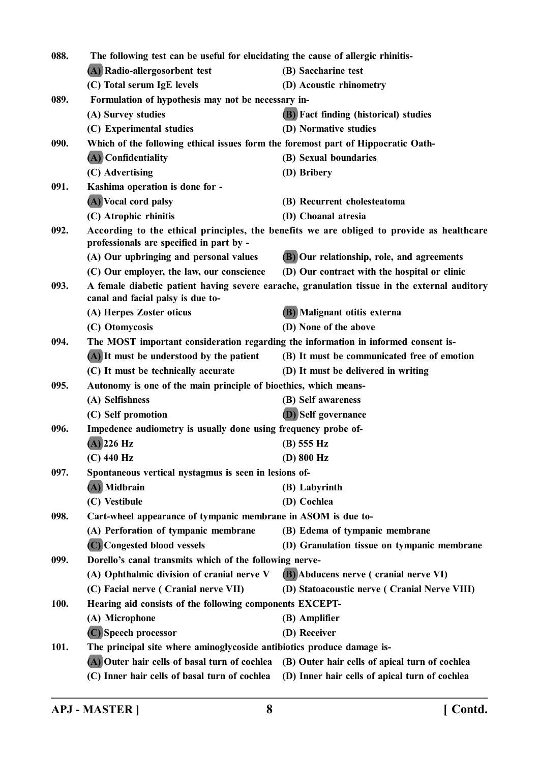088. The following test can be useful for elucidating the cause of allergic rhinitis-

(A) Radio-allergosorbent test
(B) Saccharine test
(C) Total serum IgE levels
(D) Acoustic rhinometry

089. Formulation of hypothesis may not be necessary in-

(A) Survey studies
(B) Fact finding (historical) studies
(C) Experimental studies
(D) Normative studies

090. Which of the following ethical issues form the foremost part of Hippocratic Oath-

(A) Confidentiality
(B) Sexual boundaries
(C) Advertising
(D) Bribery

091. Kashima operation is done for -

(A) Vocal cord palsy
(B) Recurrent cholesteatoma
(C) Atrophic rhinitis
(D) Choanal atresia

092. According to the ethical principles, the benefits we are obliged to provide as healthcare professionals are specified in part by -

(A) Our upbringing and personal values
(B) Our relationship, role, and agreements
(C) Our employer, the law, our conscience
(D) Our contract with the hospital or clinic

093. A female diabetic patient having severe earache, granulation tissue in the external auditory canal and facial palsy is due to-

(A) Herpes Zoster oticus
(B) Malignant otitis externa
(C) Otomycosis
(D) None of the above

094. The MOST important consideration regarding the information in informed consent is-

(A) It must be understood by the patient
(B) It must be communicated free of emotion
(C) It must be technically accurate
(D) It must be delivered in writing

095. Autonomy is one of the main principle of bioethics, which means-

(A) Selfishness
(B) Self awareness
(C) Self promotion
(D) Self governance

096. Impedence audiometry is usually done using frequency probe of-

(A) 226 Hz
(B) 555 Hz
(C) 440 Hz
(D) 800 Hz

097. Spontaneous vertical nystagmus is seen in lesions of-

(A) Midbrain
(B) Labyrinth
(C) Vestibule
(D) Cochlea

098. Cart-wheel appearance of tympanic membrane in ASOM is due to-

(A) Perforation of tympanic membrane
(B) Edema of tympanic membrane
(C) Congested blood vessels
(D) Granulation tissue on tympanic membrane

099. Dorello's canal transmits which of the following nerve-

(A) Ophthalmic division of cranial nerve V
(B) Abducens nerve ( cranial nerve VI)
(C) Facial nerve ( Cranial nerve VII)
(D) Statoacoustic nerve ( Cranial Nerve VIII)

100. Hearing aid consists of the following components EXCEPT-

(A) Microphone
(B) Amplifier
(C) Speech processor
(D) Receiver

101. The principal site where aminoglycoside antibiotics produce damage is-

(A) Outer hair cells of basal turn of cochlea
(B) Outer hair cells of apical turn of cochlea
(C) Inner hair cells of basal turn of cochlea
(D) Inner hair cells of apical turn of cochlea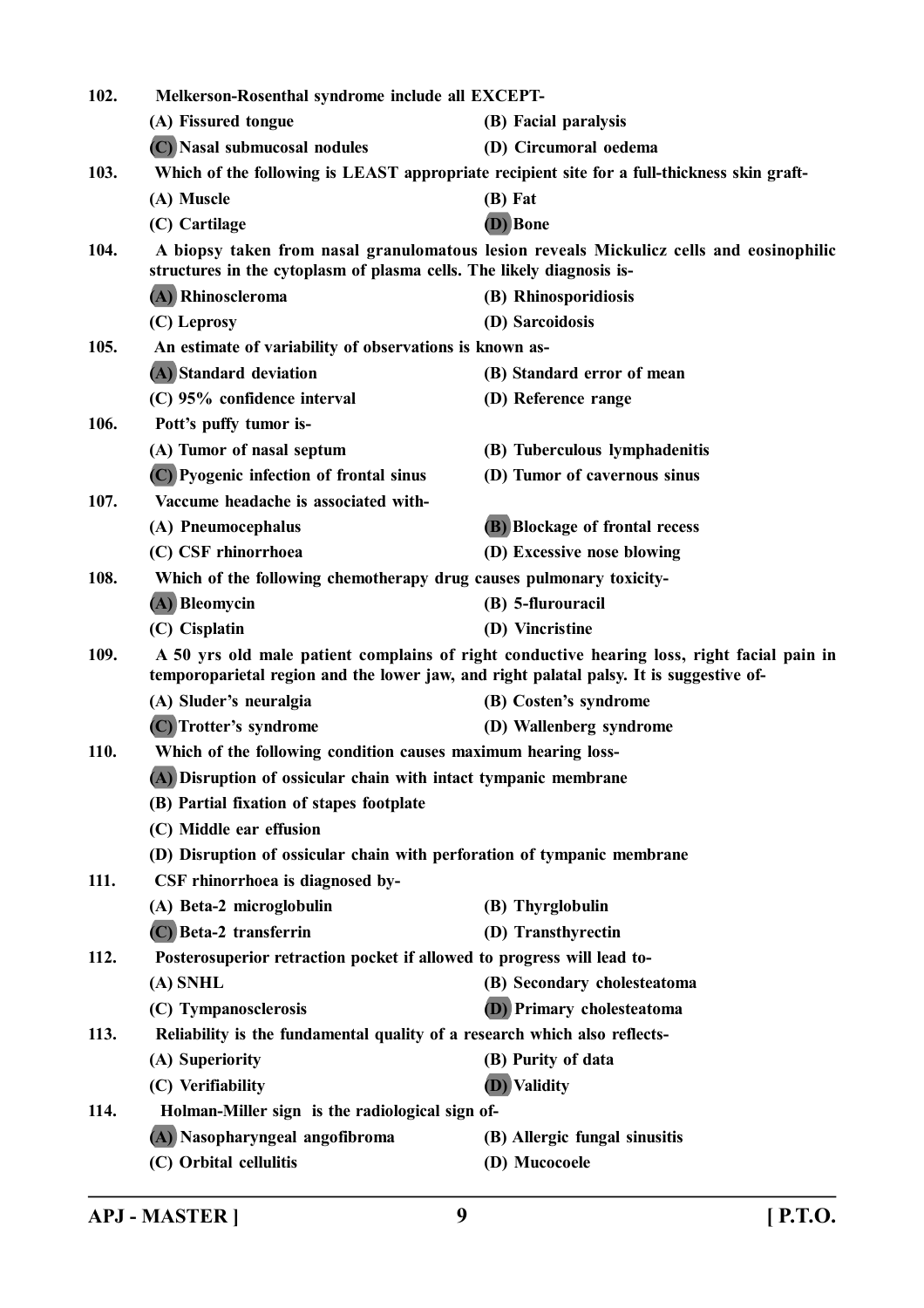102. Melkerson-Rosenthal syndrome include all EXCEPT-

(A) Fissured tongue (B) Facial paralysis

**(C) Nasal submucosal nodules** (D) Circumoral oedema

103. Which of the following is LEAST appropriate recipient site for a full-thickness skin graft-

(A) Muscle (B) Fat

(C) Cartilage **(D) Bone**

104. A biopsy taken from nasal granulomatous lesion reveals Mickulicz cells and eosinophilic structures in the cytoplasm of plasma cells. The likely diagnosis is-

**(A) Rhinoscleroma** (B) Rhinosporidiosis

(C) Leprosy (D) Sarcoidosis

105. An estimate of variability of observations is known as-

**(A) Standard deviation** (B) Standard error of mean

(C) 95% confidence interval (D) Reference range

106. Pott's puffy tumor is-

(A) Tumor of nasal septum (B) Tuberculous lymphadenitis

**(C) Pyogenic infection of frontal sinus** (D) Tumor of cavernous sinus

107. Vaccume headache is associated with-

(A) Pneumocephalus **(B) Blockage of frontal recess**

(C) CSF rhinorrhoea (D) Excessive nose blowing

108. Which of the following chemotherapy drug causes pulmonary toxicity-

**(A) Bleomycin** (B) 5-flurouracil

(C) Cisplatin (D) Vincristine

109. A 50 yrs old male patient complains of right conductive hearing loss, right facial pain in temporoparietal region and the lower jaw, and right palatal palsy. It is suggestive of-

(A) Sluder's neuralgia (B) Costen's syndrome

**(C) Trotter's syndrome** (D) Wallenberg syndrome

110. Which of the following condition causes maximum hearing loss-

**(A) Disruption of ossicular chain with intact tympanic membrane**

(B) Partial fixation of stapes footplate

(C) Middle ear effusion

(D) Disruption of ossicular chain with perforation of tympanic membrane

111. CSF rhinorrhoea is diagnosed by-

(A) Beta-2 microglobulin (B) Thyrglobulin

**(C) Beta-2 transferrin** (D) Transthyrectin

112. Posterosuperior retraction pocket if allowed to progress will lead to-

(A) SNHL (B) Secondary cholesteatoma

(C) Tympanosclerosis **(D) Primary cholesteatoma**

113. Reliability is the fundamental quality of a research which also reflects-

(A) Superiority (B) Purity of data

(C) Verifiability **(D) Validity**

114. Holman-Miller sign is the radiological sign of-

**(A) Nasopharyngeal angofibroma** (B) Allergic fungal sinusitis

(C) Orbital cellulitis (D) Mucocoele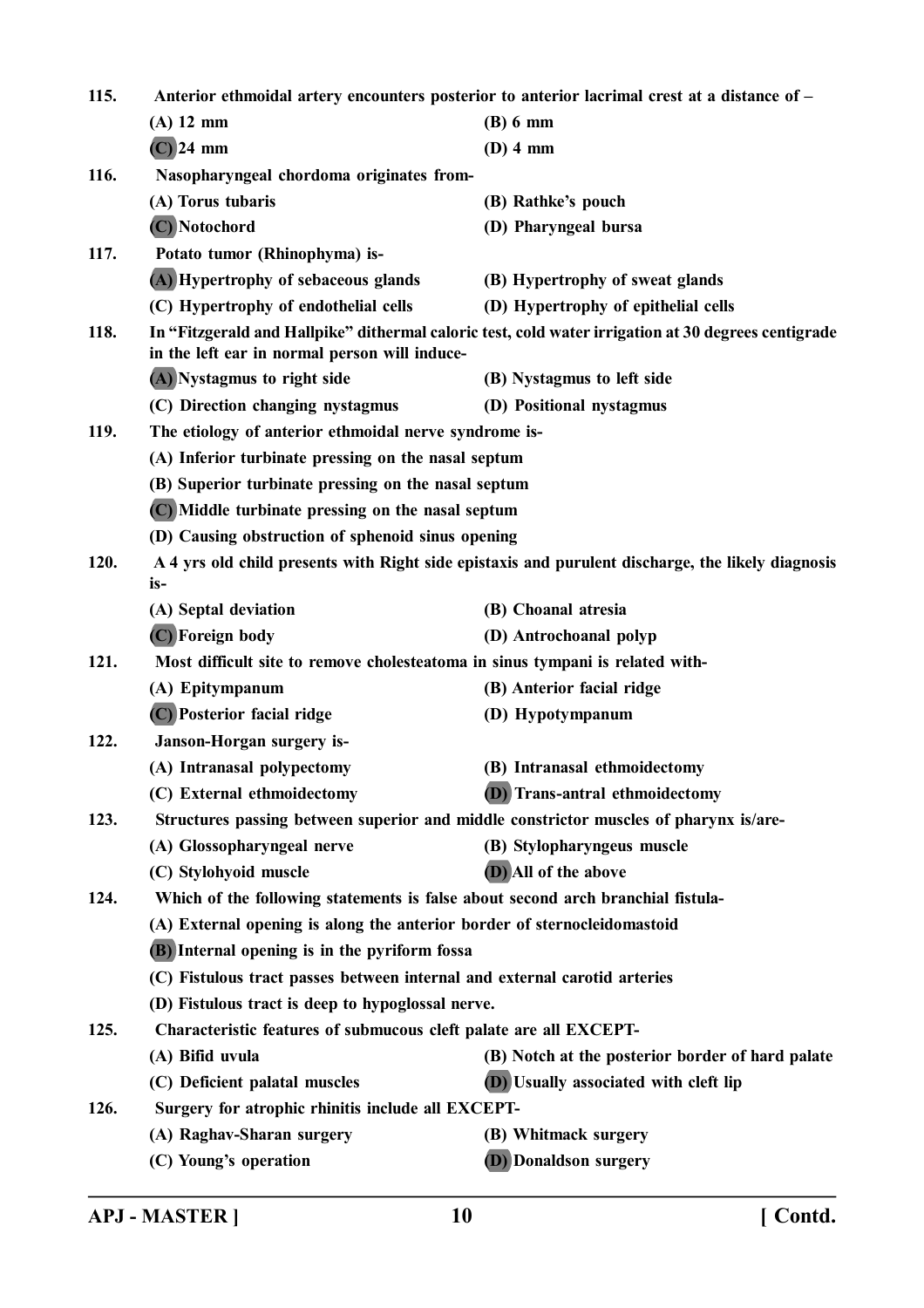115. Anterior ethmoidal artery encounters posterior to anterior lacrimal crest at a distance of –

(A) 12 mm
(B) 6 mm
(C) 24 mm
(D) 4 mm

116. Nasopharyngeal chordoma originates from-

(A) Torus tubaris
(B) Rathke's pouch
(C) Notochord
(D) Pharyngeal bursa

117. Potato tumor (Rhinophyma) is-

(A) Hypertrophy of sebaceous glands
(B) Hypertrophy of sweat glands
(C) Hypertrophy of endothelial cells
(D) Hypertrophy of epithelial cells

118. In "Fitzgerald and Hallpike" dithermal caloric test, cold water irrigation at 30 degrees centigrade in the left ear in normal person will induce-

(A) Nystagmus to right side
(B) Nystagmus to left side
(C) Direction changing nystagmus
(D) Positional nystagmus

119. The etiology of anterior ethmoidal nerve syndrome is-

(A) Inferior turbinate pressing on the nasal septum
(B) Superior turbinate pressing on the nasal septum
(C) Middle turbinate pressing on the nasal septum
(D) Causing obstruction of sphenoid sinus opening

120. A 4 yrs old child presents with Right side epistaxis and purulent discharge, the likely diagnosis is-

(A) Septal deviation
(B) Choanal atresia
(C) Foreign body
(D) Antrochoanal polyp

121. Most difficult site to remove cholesteatoma in sinus tympani is related with-

(A) Epitympanum
(B) Anterior facial ridge
(C) Posterior facial ridge
(D) Hypotympanum

122. Janson-Horgan surgery is-

(A) Intranasal polypectomy
(B) Intranasal ethmoidectomy
(C) External ethmoidectomy
(D) Trans-antral ethmoidectomy

123. Structures passing between superior and middle constrictor muscles of pharynx is/are-

(A) Glossopharyngeal nerve
(B) Stylopharyngeus muscle
(C) Stylohyoid muscle
(D) All of the above

124. Which of the following statements is false about second arch branchial fistula-

(A) External opening is along the anterior border of sternocleidomastoid
(B) Internal opening is in the pyriform fossa
(C) Fistulous tract passes between internal and external carotid arteries
(D) Fistulous tract is deep to hypoglossal nerve.

125. Characteristic features of submucous cleft palate are all EXCEPT-

(A) Bifid uvula
(B) Notch at the posterior border of hard palate
(C) Deficient palatal muscles
(D) Usually associated with cleft lip

126. Surgery for atrophic rhinitis include all EXCEPT-

(A) Raghav-Sharan surgery
(B) Whitmack surgery
(C) Young's operation
(D) Donaldson surgery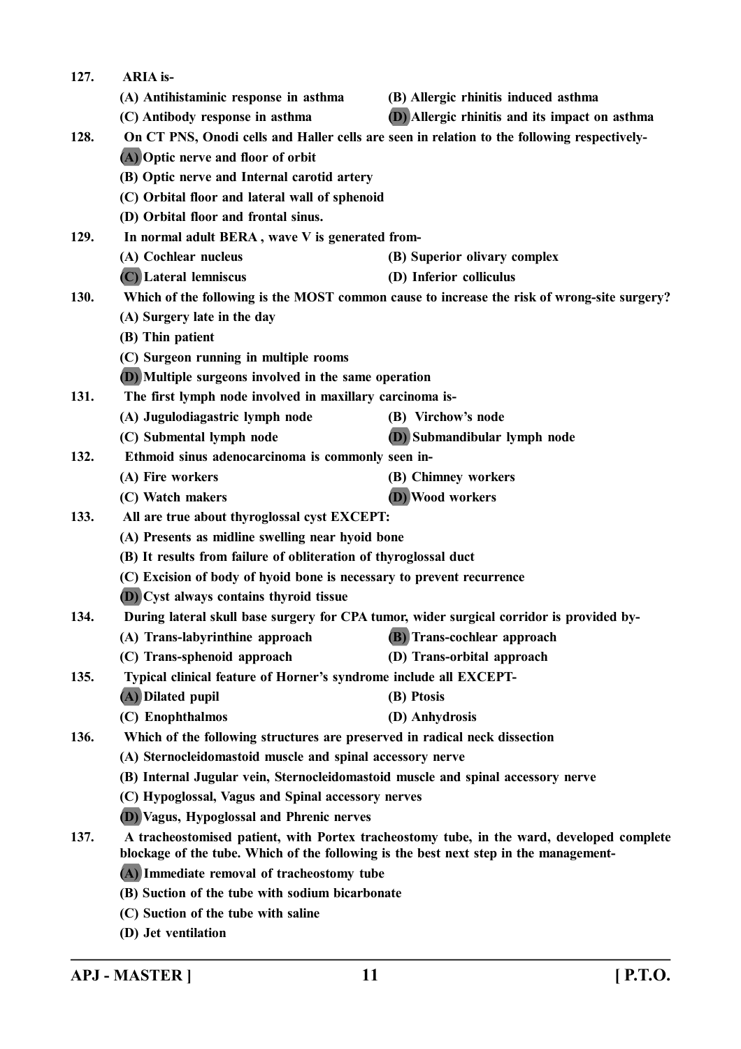**127.** ARIA is-

(A) Antihistaminic response in asthma
(B) Allergic rhinitis induced asthma
(C) Antibody response in asthma
**(D)** Allergic rhinitis and its impact on asthma

**128.** On CT PNS, Onodi cells and Haller cells are seen in relation to the following respectively-

**(A)** Optic nerve and floor of orbit
(B) Optic nerve and Internal carotid artery
(C) Orbital floor and lateral wall of sphenoid
(D) Orbital floor and frontal sinus.

**129.** In normal adult BERA , wave V is generated from-

(A) Cochlear nucleus
(B) Superior olivary complex
**(C)** Lateral lemniscus
(D) Inferior colliculus

**130.** Which of the following is the MOST common cause to increase the risk of wrong-site surgery?

(A) Surgery late in the day
(B) Thin patient
(C) Surgeon running in multiple rooms
**(D)** Multiple surgeons involved in the same operation

**131.** The first lymph node involved in maxillary carcinoma is-

(A) Jugulodiagastric lymph node
(B) Virchow's node
(C) Submental lymph node
**(D)** Submandibular lymph node

**132.** Ethmoid sinus adenocarcinoma is commonly seen in-

(A) Fire workers
(B) Chimney workers
(C) Watch makers
**(D)** Wood workers

**133.** All are true about thyroglossal cyst EXCEPT:

(A) Presents as midline swelling near hyoid bone
(B) It results from failure of obliteration of thyroglossal duct
(C) Excision of body of hyoid bone is necessary to prevent recurrence
**(D)** Cyst always contains thyroid tissue

**134.** During lateral skull base surgery for CPA tumor, wider surgical corridor is provided by-

(A) Trans-labyrinthine approach
**(B)** Trans-cochlear approach
(C) Trans-sphenoid approach
(D) Trans-orbital approach

**135.** Typical clinical feature of Horner's syndrome include all EXCEPT-

**(A)** Dilated pupil
(B) Ptosis
(C) Enophthalmos
(D) Anhydrosis

**136.** Which of the following structures are preserved in radical neck dissection

(A) Sternocleidomastoid muscle and spinal accessory nerve
(B) Internal Jugular vein, Sternocleidomastoid muscle and spinal accessory nerve
(C) Hypoglossal, Vagus and Spinal accessory nerves
**(D)** Vagus, Hypoglossal and Phrenic nerves

**137.** A tracheostomised patient, with Portex tracheostomy tube, in the ward, developed complete blockage of the tube. Which of the following is the best next step in the management-

**(A)** Immediate removal of tracheostomy tube
(B) Suction of the tube with sodium bicarbonate
(C) Suction of the tube with saline
(D) Jet ventilation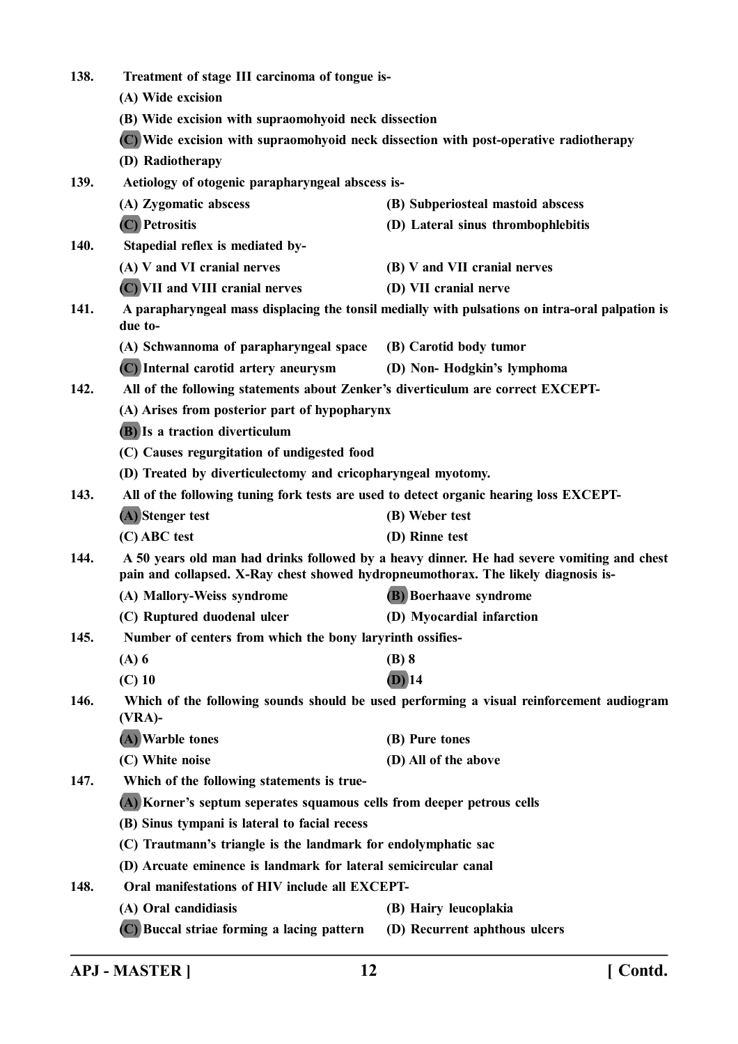**138. Treatment of stage III carcinoma of tongue is-**

(A) Wide excision

(B) Wide excision with supraomohyoid neck dissection

(C) Wide excision with supraomohyoid neck dissection with post-operative radiotherapy

(D) Radiotherapy

**139. Aetiology of otogenic parapharyngeal abscess is-**

(A) Zygomatic abscess

(B) Subperiosteal mastoid abscess

(C) Petrositis

(D) Lateral sinus thrombophlebitis

**140. Stapedial reflex is mediated by-**

(A) V and VI cranial nerves

(B) V and VII cranial nerves

(C) VII and VIII cranial nerves

(D) VII cranial nerve

**141. A parapharyngeal mass displacing the tonsil medially with pulsations on intra-oral palpation is due to-**

(A) Schwannoma of parapharyngeal space

(B) Carotid body tumor

(C) Internal carotid artery aneurysm

(D) Non- Hodgkin's lymphoma

**142. All of the following statements about Zenker's diverticulum are correct EXCEPT-**

(A) Arises from posterior part of hypopharynx

(B) Is a traction diverticulum

(C) Causes regurgitation of undigested food

(D) Treated by diverticulectomy and cricopharyngeal myotomy.

**143. All of the following tuning fork tests are used to detect organic hearing loss EXCEPT-**

(A) Stenger test

(B) Weber test

(C) ABC test

(D) Rinne test

**144. A 50 years old man had drinks followed by a heavy dinner. He had severe vomiting and chest pain and collapsed. X-Ray chest showed hydropneumothorax. The likely diagnosis is-**

(A) Mallory-Weiss syndrome

(B) Boerhaave syndrome

(C) Ruptured duodenal ulcer

(D) Myocardial infarction

**145. Number of centers from which the bony laryrinth ossifies-**

(A) 6

(B) 8

(C) 10

(D) 14

**146. Which of the following sounds should be used performing a visual reinforcement audiogram (VRA)-**

(A) Warble tones

(B) Pure tones

(C) White noise

(D) All of the above

**147. Which of the following statements is true-**

(A) Korner's septum seperates squamous cells from deeper petrous cells

(B) Sinus tympani is lateral to facial recess

(C) Trautmann's triangle is the landmark for endolymphatic sac

(D) Arcuate eminence is landmark for lateral semicircular canal

**148. Oral manifestations of HIV include all EXCEPT-**

(A) Oral candidiasis

(B) Hairy leucoplakia

(C) Buccal striae forming a lacing pattern

(D) Recurrent aphthous ulcers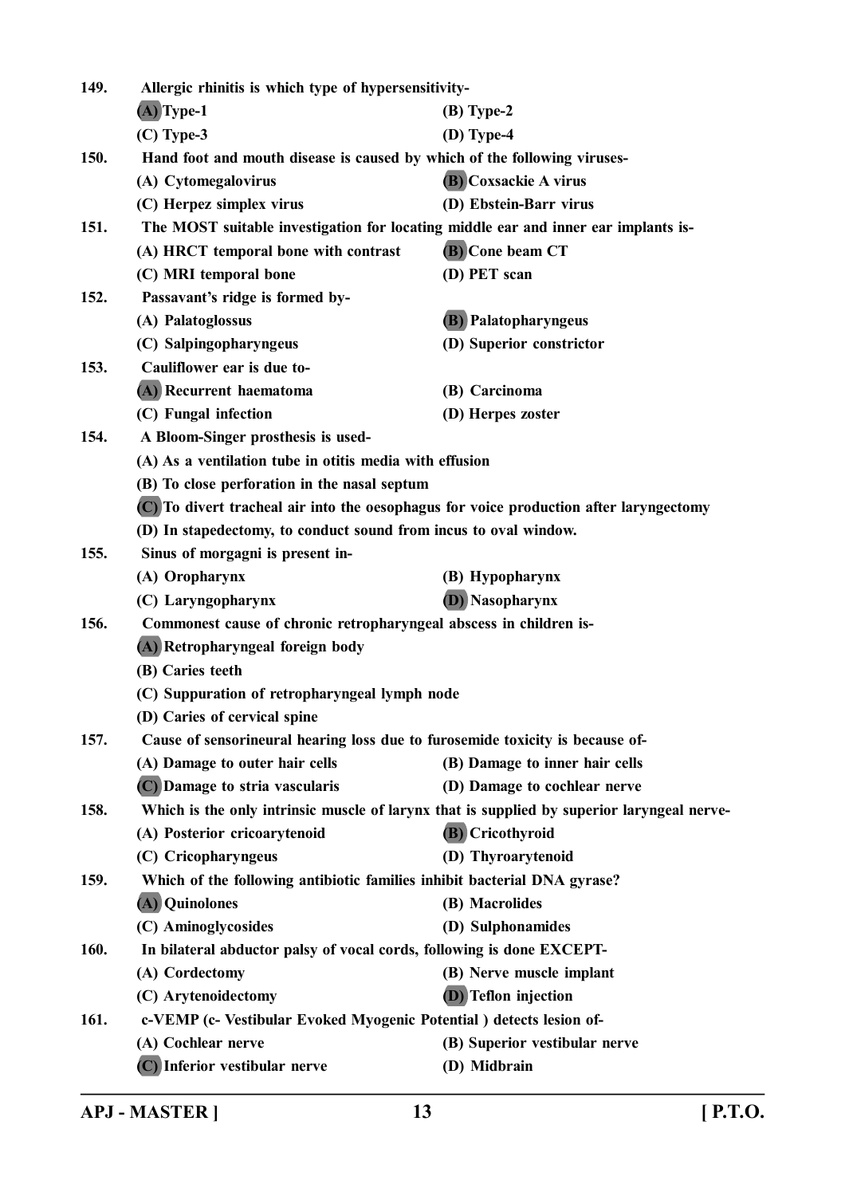149. Allergic rhinitis is which type of hypersensitivity-

(A) Type-1 (B) Type-2

(C) Type-3 (D) Type-4

150. Hand foot and mouth disease is caused by which of the following viruses-

(A) Cytomegalovirus (B) Coxsackie A virus

(C) Herpez simplex virus (D) Ebstein-Barr virus

151. The MOST suitable investigation for locating middle ear and inner ear implants is-

(A) HRCT temporal bone with contrast (B) Cone beam CT

(C) MRI temporal bone (D) PET scan

152. Passavant's ridge is formed by-

(A) Palatoglossus (B) Palatopharyngeus

(C) Salpingopharyngeus (D) Superior constrictor

153. Cauliflower ear is due to-

(A) Recurrent haematoma (B) Carcinoma

(C) Fungal infection (D) Herpes zoster

154. A Bloom-Singer prosthesis is used-

(A) As a ventilation tube in otitis media with effusion

(B) To close perforation in the nasal septum

(C) To divert tracheal air into the oesophagus for voice production after laryngectomy

(D) In stapedectomy, to conduct sound from incus to oval window.

155. Sinus of morgagni is present in-

(A) Oropharynx (B) Hypopharynx

(C) Laryngopharynx (D) Nasopharynx

156. Commonest cause of chronic retropharyngeal abscess in children is-

(A) Retropharyngeal foreign body

(B) Caries teeth

(C) Suppuration of retropharyngeal lymph node

(D) Caries of cervical spine

157. Cause of sensorineural hearing loss due to furosemide toxicity is because of-

(A) Damage to outer hair cells (B) Damage to inner hair cells

(C) Damage to stria vascularis (D) Damage to cochlear nerve

158. Which is the only intrinsic muscle of larynx that is supplied by superior laryngeal nerve-

(A) Posterior cricoarytenoid (B) Cricothyroid

(C) Cricopharyngeus (D) Thyroarytenoid

159. Which of the following antibiotic families inhibit bacterial DNA gyrase?

(A) Quinolones (B) Macrolides

(C) Aminoglycosides (D) Sulphonamides

160. In bilateral abductor palsy of vocal cords, following is done EXCEPT-

(A) Cordectomy (B) Nerve muscle implant

(C) Arytenoidectomy (D) Teflon injection

161. c-VEMP (c- Vestibular Evoked Myogenic Potential ) detects lesion of-

(A) Cochlear nerve (B) Superior vestibular nerve

(C) Inferior vestibular nerve (D) Midbrain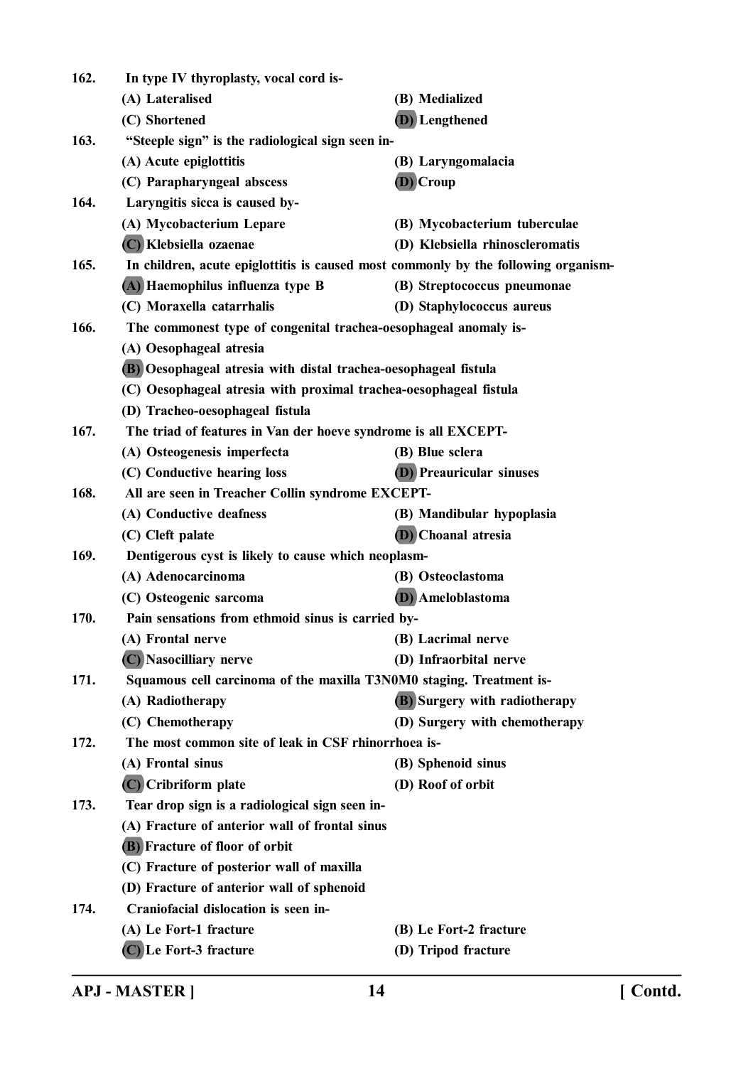162. In type IV thyroplasty, vocal cord is-

(A) Lateralised (B) Medialized

(C) Shortened (D) Lengthened

163. "Steeple sign" is the radiological sign seen in-

(A) Acute epiglottitis (B) Laryngomalacia

(C) Parapharyngeal abscess (D) Croup

164. Laryngitis sicca is caused by-

(A) Mycobacterium Lepare (B) Mycobacterium tuberculae

(C) Klebsiella ozaenae (D) Klebsiella rhinoscleromatis

165. In children, acute epiglottitis is caused most commonly by the following organism-

(A) Haemophilus influenza type B (B) Streptococcus pneumonae

(C) Moraxella catarrhalis (D) Staphylococcus aureus

166. The commonest type of congenital trachea-oesophageal anomaly is-

(A) Oesophageal atresia

(B) Oesophageal atresia with distal trachea-oesophageal fistula

(C) Oesophageal atresia with proximal trachea-oesophageal fistula

(D) Tracheo-oesophageal fistula

167. The triad of features in Van der hoeve syndrome is all EXCEPT-

(A) Osteogenesis imperfecta (B) Blue sclera

(C) Conductive hearing loss (D) Preauricular sinuses

168. All are seen in Treacher Collin syndrome EXCEPT-

(A) Conductive deafness (B) Mandibular hypoplasia

(C) Cleft palate (D) Choanal atresia

169. Dentigerous cyst is likely to cause which neoplasm-

(A) Adenocarcinoma (B) Osteoclastoma

(C) Osteogenic sarcoma (D) Ameloblastoma

170. Pain sensations from ethmoid sinus is carried by-

(A) Frontal nerve (B) Lacrimal nerve

(C) Nasocilliary nerve (D) Infraorbital nerve

171. Squamous cell carcinoma of the maxilla T3N0M0 staging. Treatment is-

(A) Radiotherapy (B) Surgery with radiotherapy

(C) Chemotherapy (D) Surgery with chemotherapy

172. The most common site of leak in CSF rhinorrhoea is-

(A) Frontal sinus (B) Sphenoid sinus

(C) Cribriform plate (D) Roof of orbit

173. Tear drop sign is a radiological sign seen in-

(A) Fracture of anterior wall of frontal sinus

(B) Fracture of floor of orbit

(C) Fracture of posterior wall of maxilla

(D) Fracture of anterior wall of sphenoid

174. Craniofacial dislocation is seen in-

(A) Le Fort-1 fracture (B) Le Fort-2 fracture

(C) Le Fort-3 fracture (D) Tripod fracture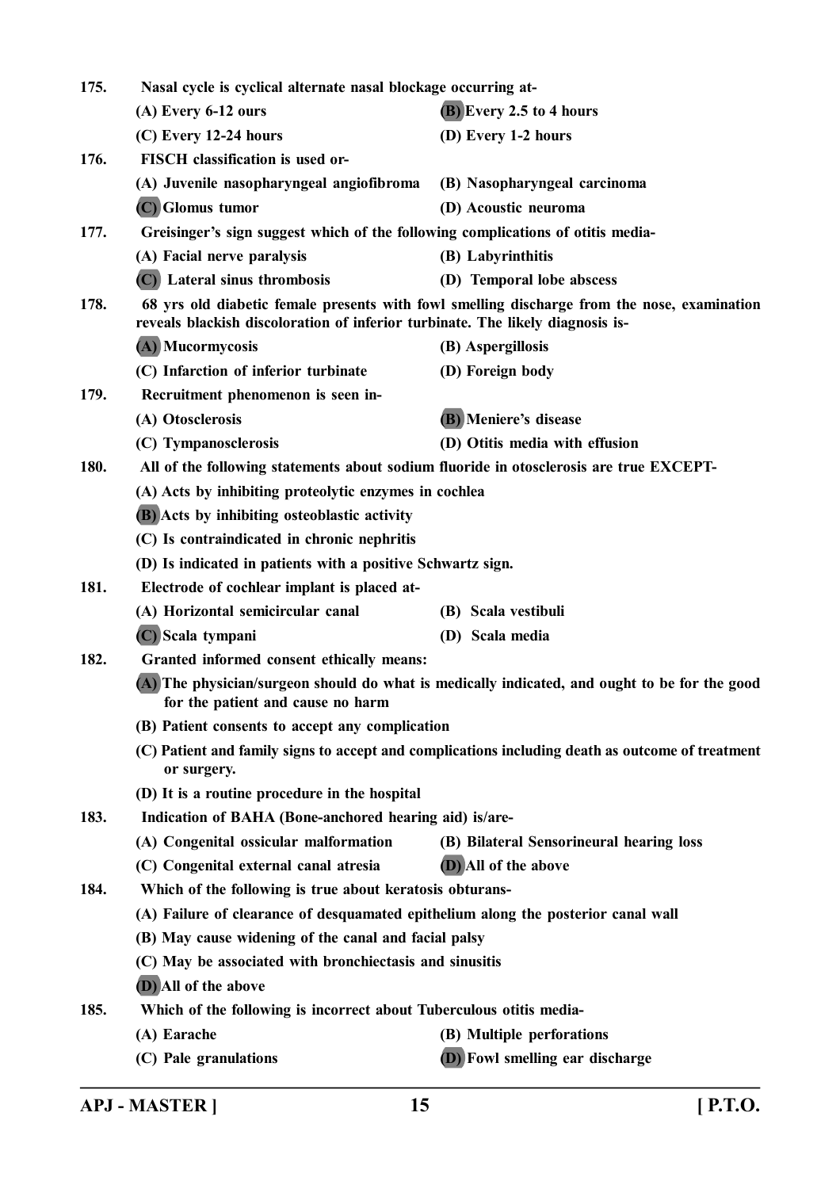175. Nasal cycle is cyclical alternate nasal blockage occurring at-

(A) Every 6-12 ours
(B) Every 2.5 to 4 hours
(C) Every 12-24 hours
(D) Every 1-2 hours

176. FISCH classification is used or-

(A) Juvenile nasopharyngeal angiofibroma
(B) Nasopharyngeal carcinoma
(C) Glomus tumor
(D) Acoustic neuroma

177. Greisinger's sign suggest which of the following complications of otitis media-

(A) Facial nerve paralysis
(B) Labyrinthitis
(C) Lateral sinus thrombosis
(D) Temporal lobe abscess

178. 68 yrs old diabetic female presents with fowl smelling discharge from the nose, examination reveals blackish discoloration of inferior turbinate. The likely diagnosis is-

(A) Mucormycosis
(B) Aspergillosis
(C) Infarction of inferior turbinate
(D) Foreign body

179. Recruitment phenomenon is seen in-

(A) Otosclerosis
(B) Meniere's disease
(C) Tympanosclerosis
(D) Otitis media with effusion

180. All of the following statements about sodium fluoride in otosclerosis are true EXCEPT-

(A) Acts by inhibiting proteolytic enzymes in cochlea
(B) Acts by inhibiting osteoblastic activity
(C) Is contraindicated in chronic nephritis
(D) Is indicated in patients with a positive Schwartz sign.

181. Electrode of cochlear implant is placed at-

(A) Horizontal semicircular canal
(B) Scala vestibuli
(C) Scala tympani
(D) Scala media

182. Granted informed consent ethically means:

(A) The physician/surgeon should do what is medically indicated, and ought to be for the good for the patient and cause no harm
(B) Patient consents to accept any complication
(C) Patient and family signs to accept and complications including death as outcome of treatment or surgery.
(D) It is a routine procedure in the hospital

183. Indication of BAHA (Bone-anchored hearing aid) is/are-

(A) Congenital ossicular malformation
(B) Bilateral Sensorineural hearing loss
(C) Congenital external canal atresia
(D) All of the above

184. Which of the following is true about keratosis obturans-

(A) Failure of clearance of desquamated epithelium along the posterior canal wall
(B) May cause widening of the canal and facial palsy
(C) May be associated with bronchiectasis and sinusitis
(D) All of the above

185. Which of the following is incorrect about Tuberculous otitis media-

(A) Earache
(B) Multiple perforations
(C) Pale granulations
(D) Fowl smelling ear discharge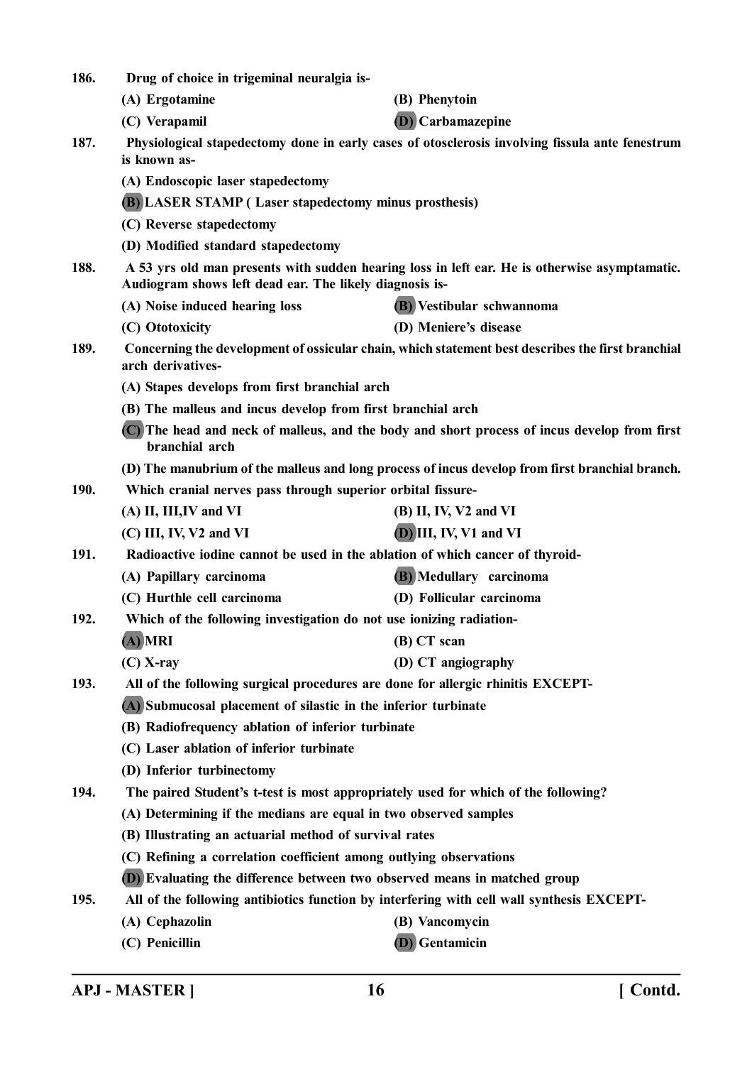186. Drug of choice in trigeminal neuralgia is-

(A) Ergotamine
(B) Phenytoin
(C) Verapamil
(D) Carbamazepine

187. Physiological stapedectomy done in early cases of otosclerosis involving fissula ante fenestrum is known as-

(A) Endoscopic laser stapedectomy
(B) LASER STAMP ( Laser stapedectomy minus prosthesis)
(C) Reverse stapedectomy
(D) Modified standard stapedectomy

188. A 53 yrs old man presents with sudden hearing loss in left ear. He is otherwise asymptamatic. Audiogram shows left dead ear. The likely diagnosis is-

(A) Noise induced hearing loss
(B) Vestibular schwannoma
(C) Ototoxicity
(D) Meniere's disease

189. Concerning the development of ossicular chain, which statement best describes the first branchial arch derivatives-

(A) Stapes develops from first branchial arch
(B) The malleus and incus develop from first branchial arch
(C) The head and neck of malleus, and the body and short process of incus develop from first branchial arch
(D) The manubrium of the malleus and long process of incus develop from first branchial branch.

190. Which cranial nerves pass through superior orbital fissure-

(A) II, III,IV and VI
(B) II, IV, V2 and VI
(C) III, IV, V2 and VI
(D) III, IV, V1 and VI

191. Radioactive iodine cannot be used in the ablation of which cancer of thyroid-

(A) Papillary carcinoma
(B) Medullary carcinoma
(C) Hurthle cell carcinoma
(D) Follicular carcinoma

192. Which of the following investigation do not use ionizing radiation-

(A) MRI
(B) CT scan
(C) X-ray
(D) CT angiography

193. All of the following surgical procedures are done for allergic rhinitis EXCEPT-

(A) Submucosal placement of silastic in the inferior turbinate
(B) Radiofrequency ablation of inferior turbinate
(C) Laser ablation of inferior turbinate
(D) Inferior turbinectomy

194. The paired Student's t-test is most appropriately used for which of the following?

(A) Determining if the medians are equal in two observed samples
(B) Illustrating an actuarial method of survival rates
(C) Refining a correlation coefficient among outlying observations
(D) Evaluating the difference between two observed means in matched group

195. All of the following antibiotics function by interfering with cell wall synthesis EXCEPT-

(A) Cephazolin
(B) Vancomycin
(C) Penicillin
(D) Gentamicin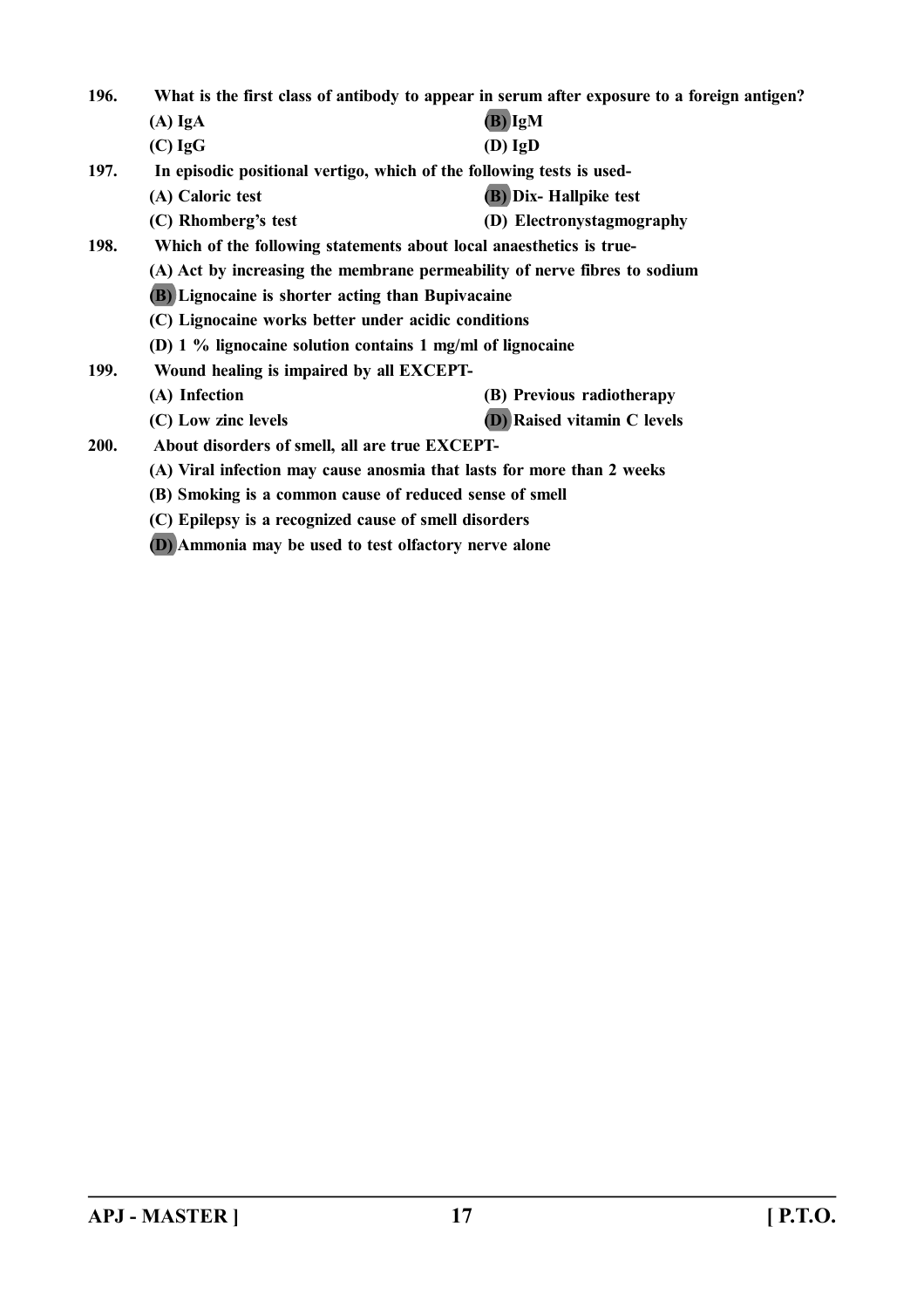**196. What is the first class of antibody to appear in serum after exposure to a foreign antigen?**

**(A) IgA** **(B) IgM**

**(C) IgG** **(D) IgD**

**197. In episodic positional vertigo, which of the following tests is used-**

**(A) Caloric test** **(B) Dix- Hallpike test**

**(C) Rhomberg's test** **(D) Electronystagmography**

**198. Which of the following statements about local anaesthetics is true-**

**(A) Act by increasing the membrane permeability of nerve fibres to sodium**

**(B) Lignocaine is shorter acting than Bupivacaine**

**(C) Lignocaine works better under acidic conditions**

**(D) 1 % lignocaine solution contains 1 mg/ml of lignocaine**

**199. Wound healing is impaired by all EXCEPT-**

**(A) Infection** **(B) Previous radiotherapy**

**(C) Low zinc levels** **(D) Raised vitamin C levels**

**200. About disorders of smell, all are true EXCEPT-**

**(A) Viral infection may cause anosmia that lasts for more than 2 weeks**

**(B) Smoking is a common cause of reduced sense of smell**

**(C) Epilepsy is a recognized cause of smell disorders**

**(D) Ammonia may be used to test olfactory nerve alone**